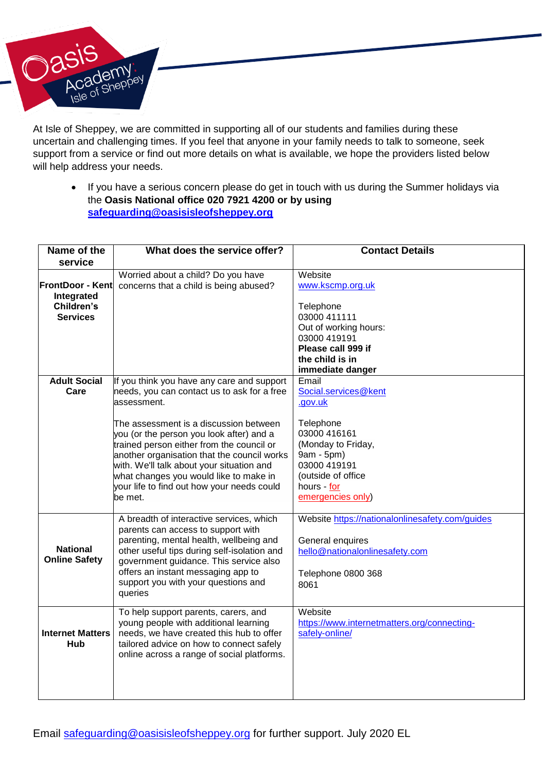At Isle of Sheppey, we are committed in supporting all of our students and families during these uncertain and challenging times. If you feel that anyone in your family needs to talk to someone, seek support from a service or find out more details on what is available, we hope the providers listed below will help address your needs.

- If you have a serious concern please do get in touch with us during the Summer holidays via the **Oasis National office 020 7921 4200 or by using [safeguarding@oasisisleofsheppey.org](mailto:safeguarding@oasisisleofsheppey.org)**

| Name of the service | What does the service offer? | Contact Details |
|---|---|---|
| **FrontDoor - Kent Integrated Children's Services** | Worried about a child? Do you have concerns that a child is being abused? | Website<br>[www.kscmp.org.uk](http://www.kscmp.org.uk)<br><br>Telephone<br>03000 411111<br>Out of working hours:<br>03000 419191<br>**Please call 999 if the child is in immediate danger** |
| **Adult Social Care** | If you think you have any care and support needs, you can contact us to ask for a free assessment.<br><br>The assessment is a discussion between you (or the person you look after) and a trained person either from the council or another organisation that the council works with. We'll talk about your situation and what changes you would like to make in your life to find out how your needs could be met. | Email<br>[Social.services@kent.gov.uk](mailto:Social.services@kent.gov.uk)<br><br>Telephone<br>03000 416161<br>(Monday to Friday, 9am - 5pm)<br>03000 419191<br>(outside of office hours - for emergencies only) |
| **National Online Safety** | A breadth of interactive services, which parents can access to support with parenting, mental health, wellbeing and other useful tips during self-isolation and government guidance. This service also offers an instant messaging app to support you with your questions and queries | Website [https://nationalonlinesafety.com/guides](https://nationalonlinesafety.com/guides)<br><br>General enquires<br>[hello@nationalonlinesafety.com](mailto:hello@nationalonlinesafety.com)<br><br>Telephone 0800 368 8061 |
| **Internet Matters Hub** | To help support parents, carers, and young people with additional learning needs, we have created this hub to offer tailored advice on how to connect safely online across a range of social platforms. | Website<br>[https://www.internetmatters.org/connecting-safely-online/](https://www.internetmatters.org/connecting-safely-online/) |

Email [safeguarding@oasisisleofsheppey.org](mailto:safeguarding@oasisisleofsheppey.org) for further support. July 2020 EL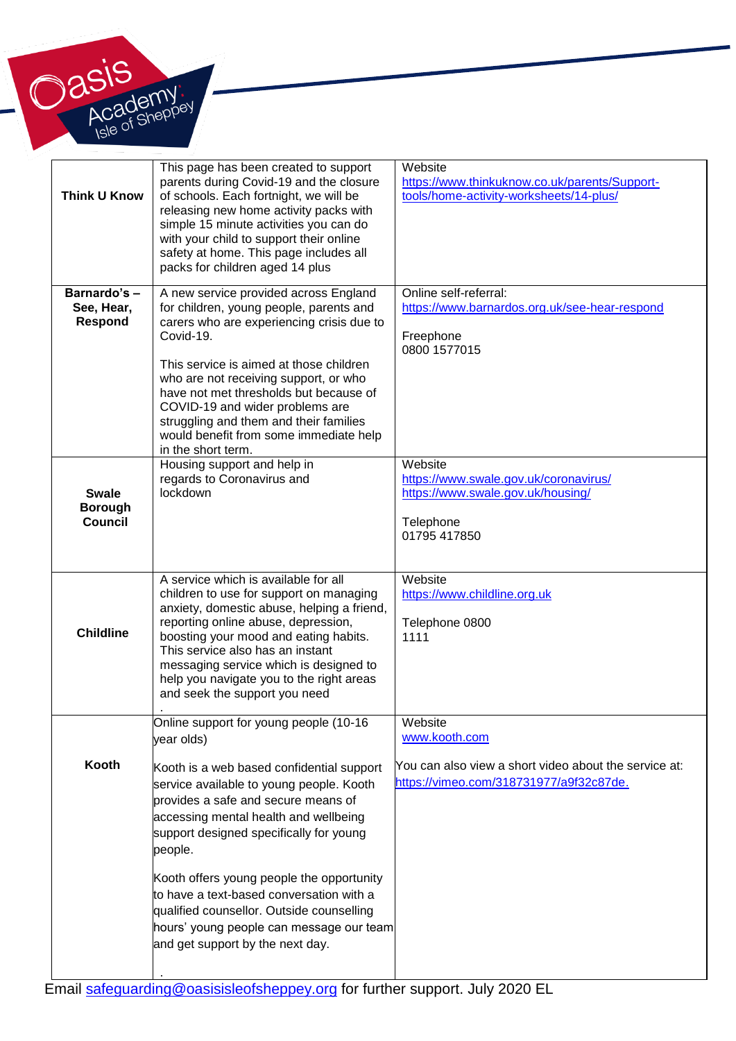| | | |
|---|---|---|
| **Think U Know** | This page has been created to support parents during Covid-19 and the closure of schools. Each fortnight, we will be releasing new home activity packs with simple 15 minute activities you can do with your child to support their online safety at home. This page includes all packs for children aged 14 plus | Website<br>https://www.thinkuknow.co.uk/parents/Support-tools/home-activity-worksheets/14-plus/ |
| **Barnardo's – See, Hear, Respond** | A new service provided across England for children, young people, parents and carers who are experiencing crisis due to Covid-19.<br><br>This service is aimed at those children who are not receiving support, or who have not met thresholds but because of COVID-19 and wider problems are struggling and them and their families would benefit from some immediate help in the short term. | Online self-referral:<br>https://www.barnardos.org.uk/see-hear-respond<br><br>Freephone<br>0800 1577015 |
| **Swale Borough Council** | Housing support and help in regards to Coronavirus and lockdown | Website<br>https://www.swale.gov.uk/coronavirus/<br>https://www.swale.gov.uk/housing/<br><br>Telephone<br>01795 417850 |
| **Childline** | A service which is available for all children to use for support on managing anxiety, domestic abuse, helping a friend, reporting online abuse, depression, boosting your mood and eating habits. This service also has an instant messaging service which is designed to help you navigate you to the right areas and seek the support you need<br>. | Website<br>https://www.childline.org.uk<br><br>Telephone 0800<br>1111 |
| **Kooth** | Online support for young people (10-16 year olds)<br><br>Kooth is a web based confidential support service available to young people. Kooth provides a safe and secure means of accessing mental health and wellbeing support designed specifically for young people.<br><br>Kooth offers young people the opportunity to have a text-based conversation with a qualified counsellor. Outside counselling hours' young people can message our team and get support by the next day.<br><br>. | Website<br>www.kooth.com<br><br>You can also view a short video about the service at:<br>https://vimeo.com/318731977/a9f32c87de. |

Email safeguarding@oasisisleofsheppey.org for further support. July 2020 EL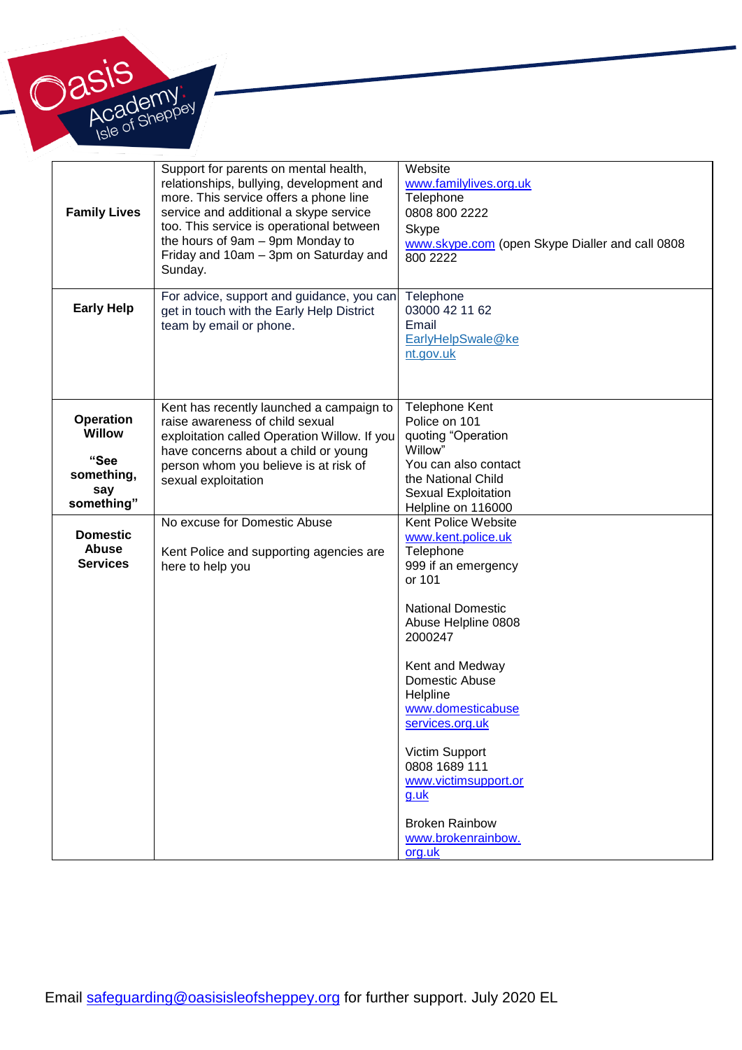| | | |
|---|---|---|
| **Family Lives** | Support for parents on mental health, relationships, bullying, development and more. This service offers a phone line service and additional a skype service too. This service is operational between the hours of 9am – 9pm Monday to Friday and 10am – 3pm on Saturday and Sunday. | Website<br>www.familylives.org.uk<br>Telephone<br>0808 800 2222<br>Skype<br>www.skype.com (open Skype Dialler and call 0808 800 2222 |
| **Early Help** | For advice, support and guidance, you can get in touch with the Early Help District team by email or phone. | Telephone<br>03000 42 11 62<br>Email<br>EarlyHelpSwale@kent.gov.uk |
| **Operation Willow**<br><br>**"See something, say something"** | Kent has recently launched a campaign to raise awareness of child sexual exploitation called Operation Willow. If you have concerns about a child or young person whom you believe is at risk of sexual exploitation | Telephone Kent Police on 101 quoting "Operation Willow"<br>You can also contact the National Child Sexual Exploitation Helpline on 116000 |
| **Domestic Abuse Services** | No excuse for Domestic Abuse<br><br>Kent Police and supporting agencies are here to help you | Kent Police Website<br>www.kent.police.uk<br>Telephone<br>999 if an emergency or 101<br><br>National Domestic Abuse Helpline 0808 2000247<br><br>Kent and Medway Domestic Abuse Helpline<br>www.domesticabuseservices.org.uk<br><br>Victim Support<br>0808 1689 111<br>www.victimsupport.org.uk<br><br>Broken Rainbow<br>www.brokenrainbow.org.uk |

Email safeguarding@oasisisleofsheppey.org for further support. July 2020 EL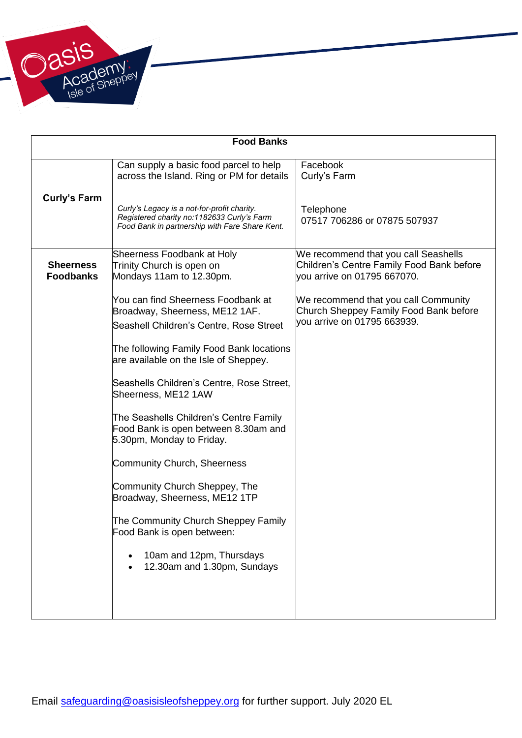| Food Banks | | |
|---|---|---|
| **Curly's Farm** | Can supply a basic food parcel to help across the Island. Ring or PM for details<br><br>*Curly's Legacy is a not-for-profit charity. Registered charity no:1182633 Curly's Farm Food Bank in partnership with Fare Share Kent.* | Facebook<br>Curly's Farm<br><br>Telephone<br>07517 706286 or 07875 507937 |
| **Sheerness Foodbanks** | Sheerness Foodbank at Holy Trinity Church is open on Mondays 11am to 12.30pm.<br><br>You can find Sheerness Foodbank at Broadway, Sheerness, ME12 1AF.<br>Seashell Children's Centre, Rose Street<br><br>The following Family Food Bank locations are available on the Isle of Sheppey.<br><br>Seashells Children's Centre, Rose Street, Sheerness, ME12 1AW<br><br>The Seashells Children's Centre Family Food Bank is open between 8.30am and 5.30pm, Monday to Friday.<br><br>Community Church, Sheerness<br><br>Community Church Sheppey, The Broadway, Sheerness, ME12 1TP<br><br>The Community Church Sheppey Family Food Bank is open between:<br><br>• 10am and 12pm, Thursdays<br>• 12.30am and 1.30pm, Sundays | We recommend that you call Seashells Children's Centre Family Food Bank before you arrive on 01795 667070.<br><br>We recommend that you call Community Church Sheppey Family Food Bank before you arrive on 01795 663939. |

Email safeguarding@oasisisleofsheppey.org for further support. July 2020 EL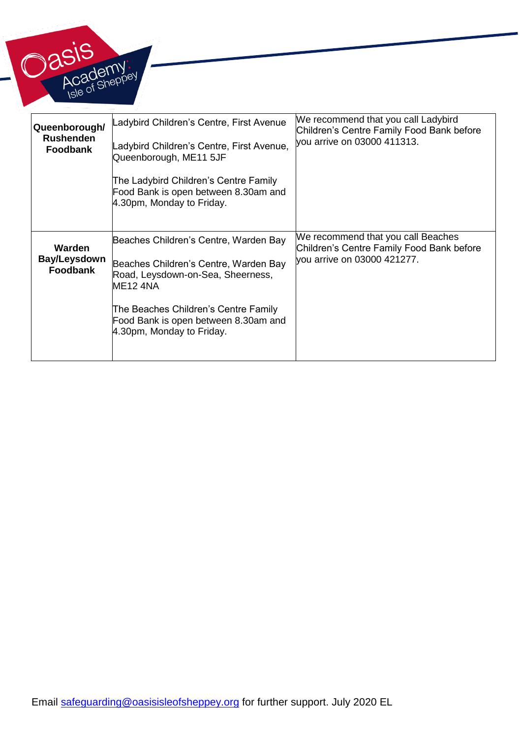| | | |
|---|---|---|
| **Queenborough/ Rushenden Foodbank** | Ladybird Children's Centre, First Avenue<br><br>Ladybird Children's Centre, First Avenue, Queenborough, ME11 5JF<br><br>The Ladybird Children's Centre Family Food Bank is open between 8.30am and 4.30pm, Monday to Friday. | We recommend that you call Ladybird Children's Centre Family Food Bank before you arrive on 03000 411313. |
| **Warden Bay/Leysdown Foodbank** | Beaches Children's Centre, Warden Bay<br><br>Beaches Children's Centre, Warden Bay Road, Leysdown-on-Sea, Sheerness, ME12 4NA<br><br>The Beaches Children's Centre Family Food Bank is open between 8.30am and 4.30pm, Monday to Friday. | We recommend that you call Beaches Children's Centre Family Food Bank before you arrive on 03000 421277. |

Email safeguarding@oasisisleofsheppey.org for further support. July 2020 EL